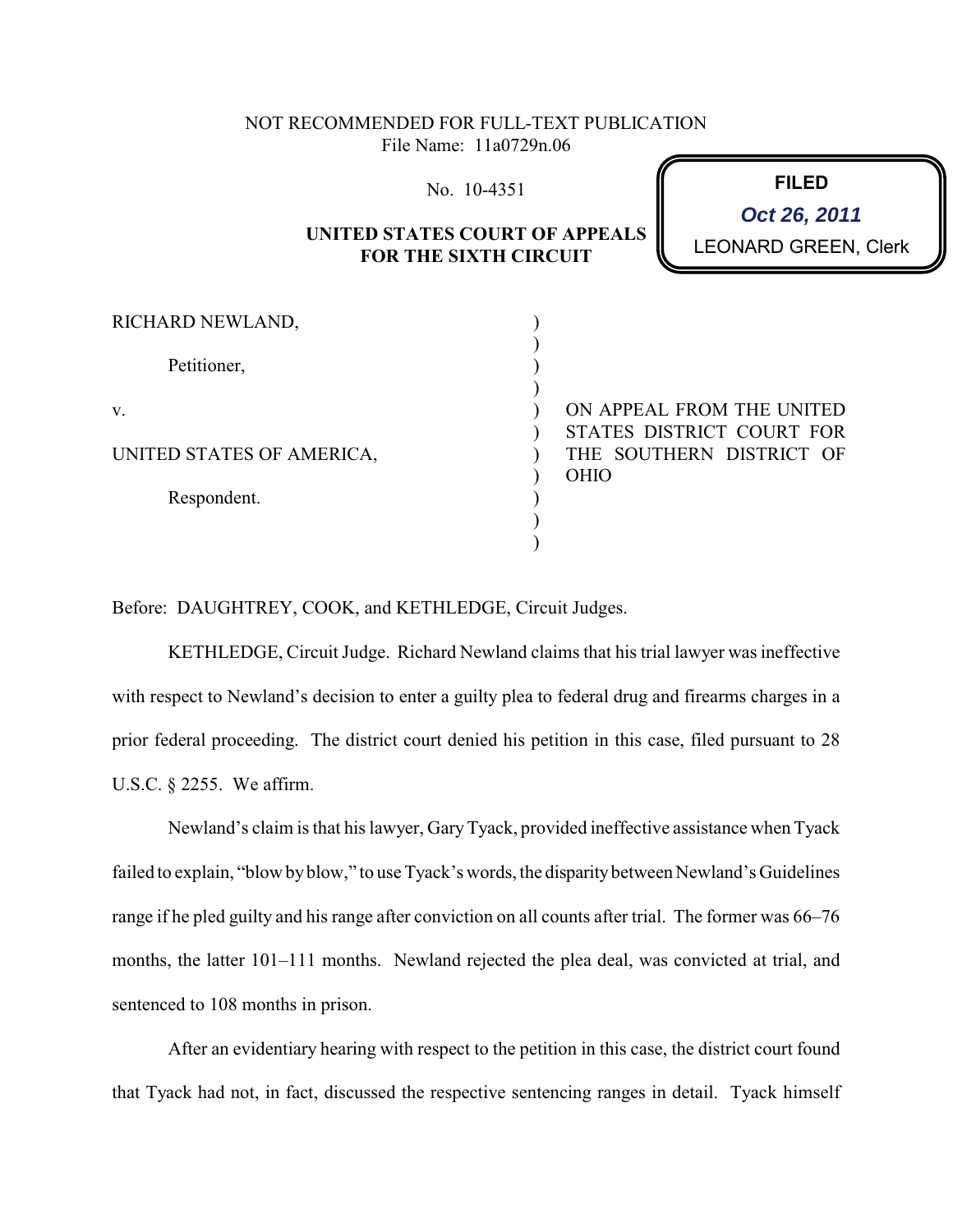NOT RECOMMENDED FOR FULL-TEXT PUBLICATION
File Name: 11a0729n.06

No. 10-4351

**FILED**
*Oct 26, 2011*
LEONARD GREEN, Clerk

**UNITED STATES COURT OF APPEALS FOR THE SIXTH CIRCUIT**

RICHARD NEWLAND,

Petitioner,

v.

UNITED STATES OF AMERICA,

Respondent.

ON APPEAL FROM THE UNITED STATES DISTRICT COURT FOR THE SOUTHERN DISTRICT OF OHIO

Before: DAUGHTREY, COOK, and KETHLEDGE, Circuit Judges.

KETHLEDGE, Circuit Judge. Richard Newland claims that his trial lawyer was ineffective with respect to Newland's decision to enter a guilty plea to federal drug and firearms charges in a prior federal proceeding. The district court denied his petition in this case, filed pursuant to 28 U.S.C. § 2255. We affirm.

Newland's claim is that his lawyer, Gary Tyack, provided ineffective assistance when Tyack failed to explain, "blow by blow," to use Tyack's words, the disparity between Newland's Guidelines range if he pled guilty and his range after conviction on all counts after trial. The former was 66–76 months, the latter 101–111 months. Newland rejected the plea deal, was convicted at trial, and sentenced to 108 months in prison.

After an evidentiary hearing with respect to the petition in this case, the district court found that Tyack had not, in fact, discussed the respective sentencing ranges in detail. Tyack himself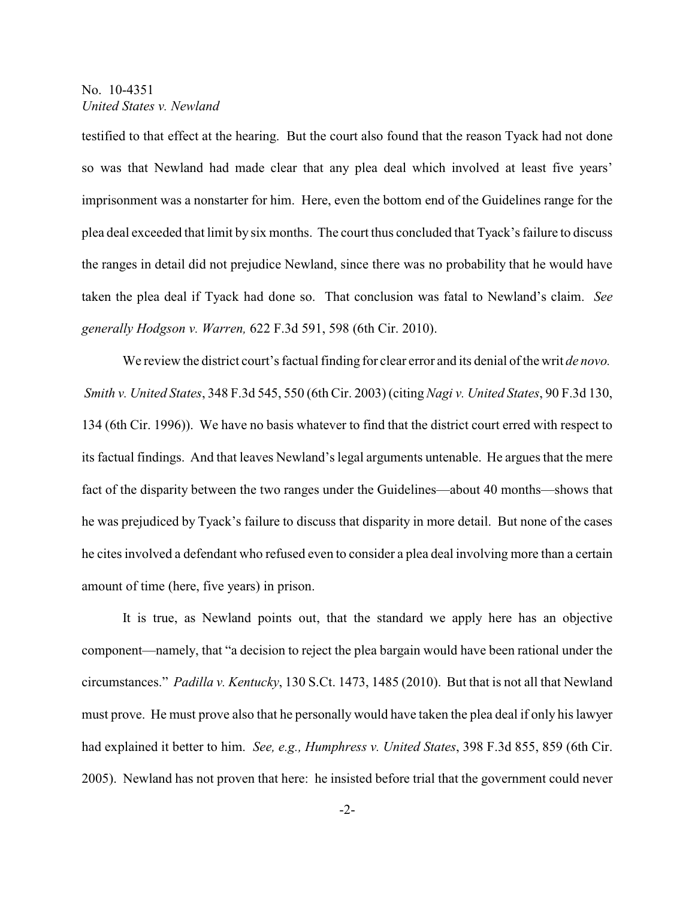testified to that effect at the hearing. But the court also found that the reason Tyack had not done so was that Newland had made clear that any plea deal which involved at least five years' imprisonment was a nonstarter for him. Here, even the bottom end of the Guidelines range for the plea deal exceeded that limit by six months. The court thus concluded that Tyack's failure to discuss the ranges in detail did not prejudice Newland, since there was no probability that he would have taken the plea deal if Tyack had done so. That conclusion was fatal to Newland's claim. *See generally Hodgson v. Warren,* 622 F.3d 591, 598 (6th Cir. 2010).

We review the district court's factual finding for clear error and its denial of the writ *de novo.* *Smith v. United States*, 348 F.3d 545, 550 (6th Cir. 2003) (citing *Nagi v. United States*, 90 F.3d 130, 134 (6th Cir. 1996)). We have no basis whatever to find that the district court erred with respect to its factual findings. And that leaves Newland's legal arguments untenable. He argues that the mere fact of the disparity between the two ranges under the Guidelines—about 40 months—shows that he was prejudiced by Tyack's failure to discuss that disparity in more detail. But none of the cases he cites involved a defendant who refused even to consider a plea deal involving more than a certain amount of time (here, five years) in prison.

It is true, as Newland points out, that the standard we apply here has an objective component—namely, that "a decision to reject the plea bargain would have been rational under the circumstances." *Padilla v. Kentucky*, 130 S.Ct. 1473, 1485 (2010). But that is not all that Newland must prove. He must prove also that he personally would have taken the plea deal if only his lawyer had explained it better to him. *See, e.g., Humphress v. United States*, 398 F.3d 855, 859 (6th Cir. 2005). Newland has not proven that here: he insisted before trial that the government could never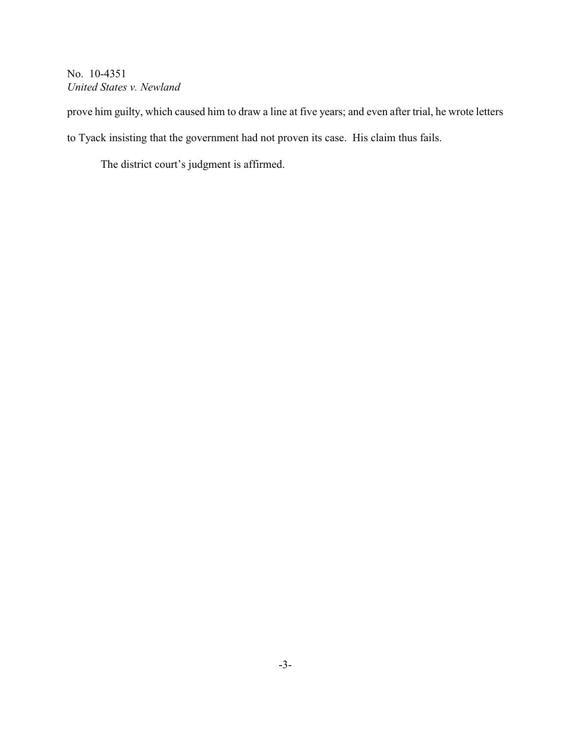prove him guilty, which caused him to draw a line at five years; and even after trial, he wrote letters to Tyack insisting that the government had not proven its case. His claim thus fails.

The district court's judgment is affirmed.